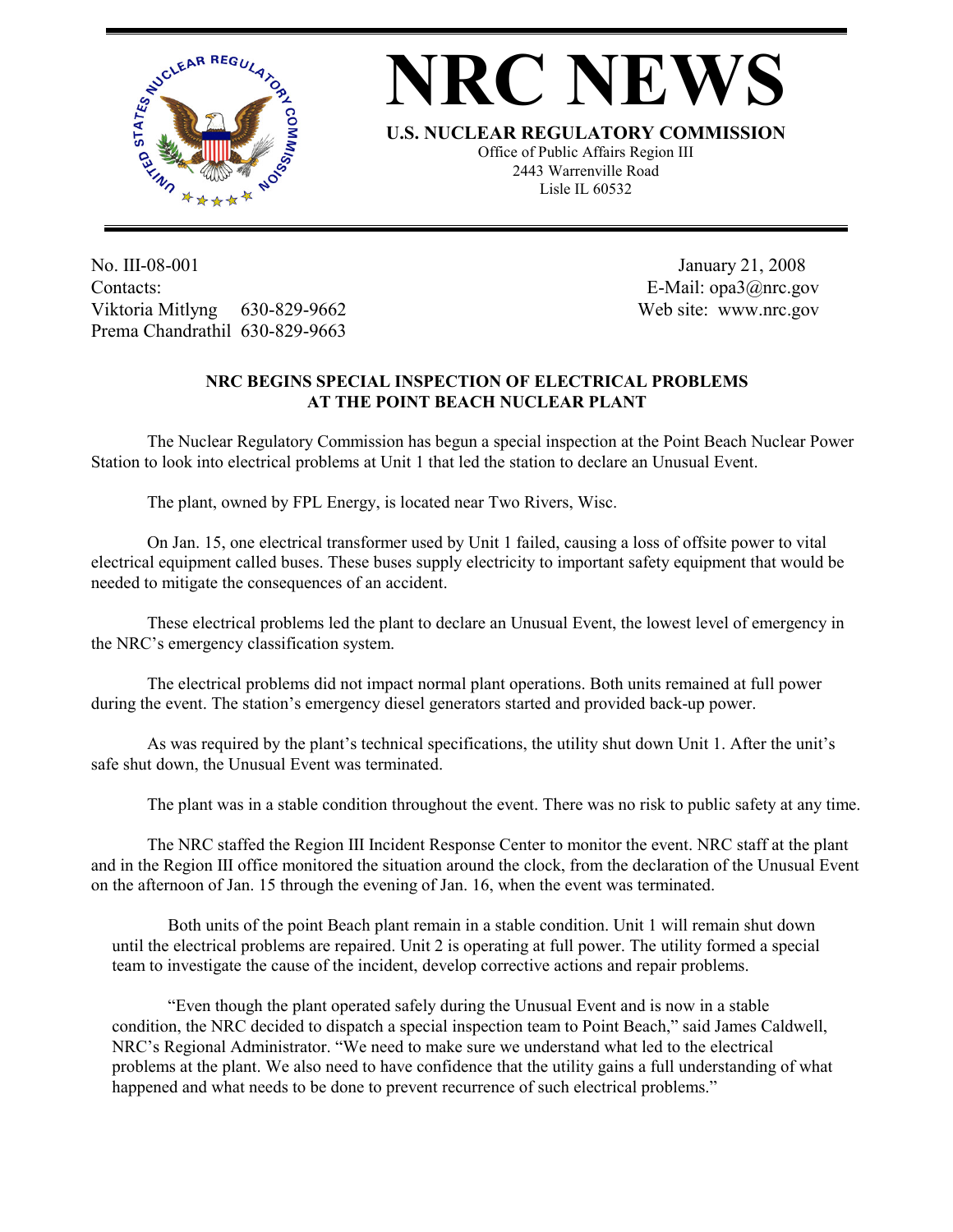# NRC NEWS

**U.S. NUCLEAR REGULATORY COMMISSION**

Office of Public Affairs Region III
2443 Warrenville Road
Lisle IL 60532

No. III-08-001
Contacts:
Viktoria Mitlyng 630-829-9662
Prema Chandrathil 630-829-9663

January 21, 2008
E-Mail: opa3@nrc.gov
Web site: www.nrc.gov

## NRC BEGINS SPECIAL INSPECTION OF ELECTRICAL PROBLEMS AT THE POINT BEACH NUCLEAR PLANT

The Nuclear Regulatory Commission has begun a special inspection at the Point Beach Nuclear Power Station to look into electrical problems at Unit 1 that led the station to declare an Unusual Event.

The plant, owned by FPL Energy, is located near Two Rivers, Wisc.

On Jan. 15, one electrical transformer used by Unit 1 failed, causing a loss of offsite power to vital electrical equipment called buses. These buses supply electricity to important safety equipment that would be needed to mitigate the consequences of an accident.

These electrical problems led the plant to declare an Unusual Event, the lowest level of emergency in the NRC's emergency classification system.

The electrical problems did not impact normal plant operations. Both units remained at full power during the event. The station's emergency diesel generators started and provided back-up power.

As was required by the plant's technical specifications, the utility shut down Unit 1. After the unit's safe shut down, the Unusual Event was terminated.

The plant was in a stable condition throughout the event. There was no risk to public safety at any time.

The NRC staffed the Region III Incident Response Center to monitor the event. NRC staff at the plant and in the Region III office monitored the situation around the clock, from the declaration of the Unusual Event on the afternoon of Jan. 15 through the evening of Jan. 16, when the event was terminated.

Both units of the point Beach plant remain in a stable condition. Unit 1 will remain shut down until the electrical problems are repaired. Unit 2 is operating at full power. The utility formed a special team to investigate the cause of the incident, develop corrective actions and repair problems.

"Even though the plant operated safely during the Unusual Event and is now in a stable condition, the NRC decided to dispatch a special inspection team to Point Beach," said James Caldwell, NRC's Regional Administrator. "We need to make sure we understand what led to the electrical problems at the plant. We also need to have confidence that the utility gains a full understanding of what happened and what needs to be done to prevent recurrence of such electrical problems."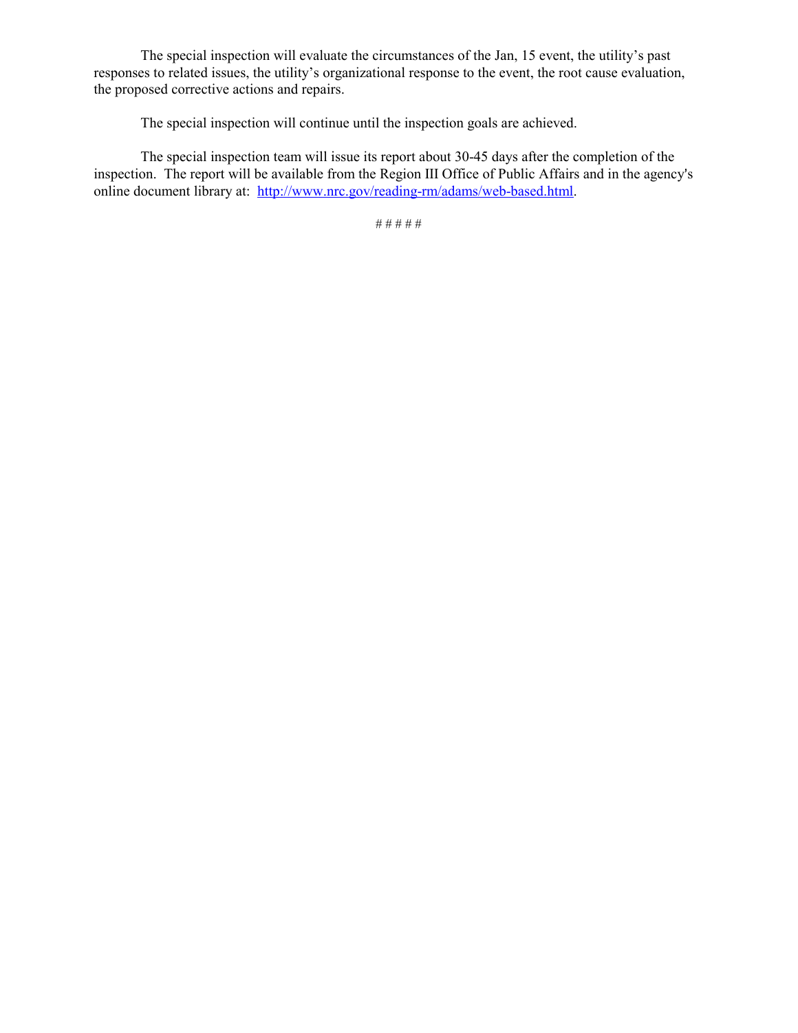The special inspection will evaluate the circumstances of the Jan, 15 event, the utility's past responses to related issues, the utility's organizational response to the event, the root cause evaluation, the proposed corrective actions and repairs.

The special inspection will continue until the inspection goals are achieved.

The special inspection team will issue its report about 30-45 days after the completion of the inspection. The report will be available from the Region III Office of Public Affairs and in the agency's online document library at: [http://www.nrc.gov/reading-rm/adams/web-based.html](http://www.nrc.gov/reading-rm/adams/web-based.html).

# # # # #